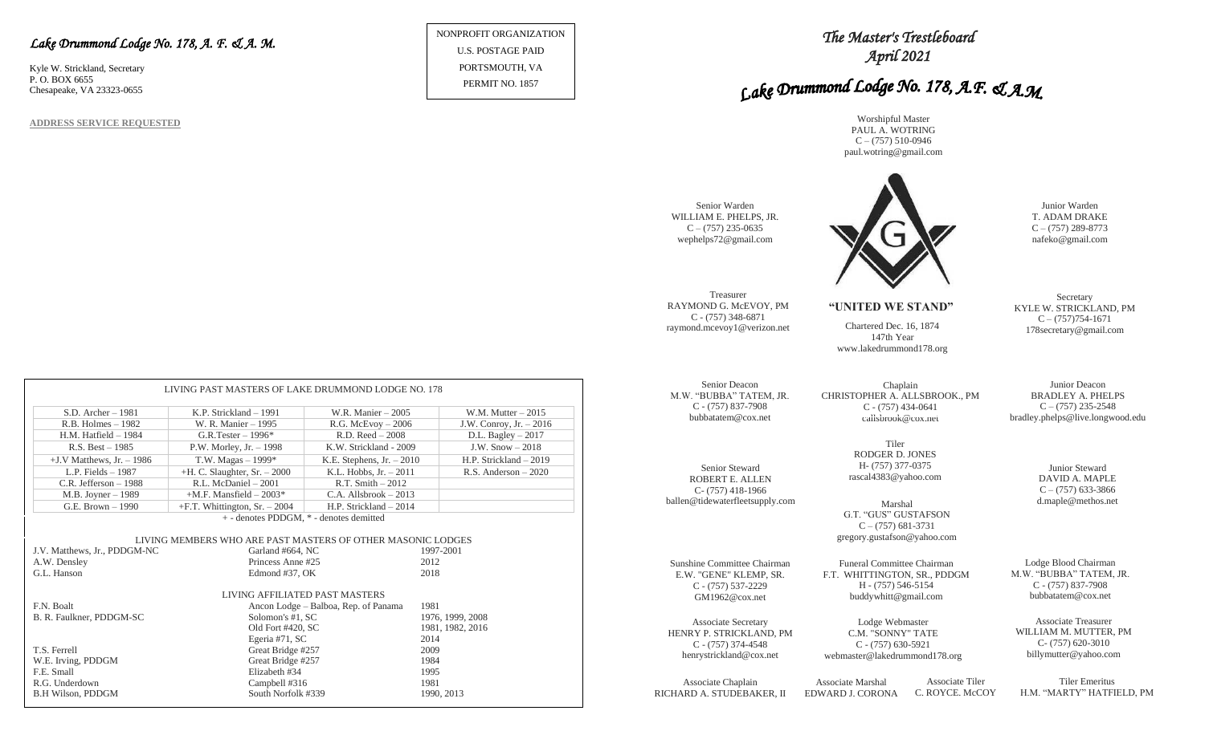# *Lake Drummond Lodge No. 178, A. F. & A. M.*

Kyle W. Strickland, Secretary
P. O. BOX 6655
Chesapeake, VA 23323-0655

**ADDRESS SERVICE REQUESTED**

NONPROFIT ORGANIZATION
U.S. POSTAGE PAID
PORTSMOUTH, VA
PERMIT NO. 1857

| LIVING PAST MASTERS OF LAKE DRUMMOND LODGE NO. 178 | | | |
|---|---|---|---|
| S.D. Archer – 1981 | K.P. Strickland – 1991 | W.R. Manier – 2005 | W.M. Mutter – 2015 |
| R.B. Holmes – 1982 | W. R. Manier – 1995 | R.G. McEvoy – 2006 | J.W. Conroy, Jr. – 2016 |
| H.M. Hatfield – 1984 | G.R.Tester – 1996* | R.D. Reed – 2008 | D.L. Bagley – 2017 |
| R.S. Best – 1985 | P.W. Morley, Jr. – 1998 | K.W. Strickland - 2009 | J.W. Snow – 2018 |
| +J.V Matthews, Jr. – 1986 | T.W. Magas – 1999* | K.E. Stephens, Jr. – 2010 | H.P. Strickland – 2019 |
| L.P. Fields – 1987 | +H. C. Slaughter, Sr. – 2000 | K.L. Hobbs, Jr. – 2011 | R.S. Anderson – 2020 |
| C.R. Jefferson – 1988 | R.L. McDaniel – 2001 | R.T. Smith – 2012 | |
| M.B. Joyner – 1989 | +M.F. Mansfield – 2003* | C.A. Allsbrook – 2013 | |
| G.E. Brown – 1990 | +F.T. Whittington, Sr. – 2004 | H.P. Strickland – 2014 | |

+ - denotes PDDGM, * - denotes demitted

LIVING MEMBERS WHO ARE PAST MASTERS OF OTHER MASONIC LODGES

| | | |
|---|---|---|
| J.V. Matthews, Jr., PDDGM-NC | Garland #664, NC | 1997-2001 |
| A.W. Densley | Princess Anne #25 | 2012 |
| G.L. Hanson | Edmond #37, OK | 2018 |

LIVING AFFILIATED PAST MASTERS

| | | |
|---|---|---|
| F.N. Boalt | Ancon Lodge – Balboa, Rep. of Panama | 1981 |
| B. R. Faulkner, PDDGM-SC | Solomon's #1, SC | 1976, 1999, 2008 |
| | Old Fort #420, SC | 1981, 1982, 2016 |
| | Egeria #71, SC | 2014 |
| T.S. Ferrell | Great Bridge #257 | 2009 |
| W.E. Irving, PDDGM | Great Bridge #257 | 1984 |
| F.E. Small | Elizabeth #34 | 1995 |
| R.G. Underdown | Campbell #316 | 1981 |
| B.H Wilson, PDDGM | South Norfolk #339 | 1990, 2013 |

# *The Master's Trestleboard*
## *April 2021*

# *Lake Drummond Lodge No. 178, A.F. & A.M.*

Worshipful Master
PAUL A. WOTRING
C – (757) 510-0946
paul.wotring@gmail.com

Senior Warden
WILLIAM E. PHELPS, JR.
C – (757) 235-0635
wephelps72@gmail.com

Junior Warden
T. ADAM DRAKE
C – (757) 289-8773
nafeko@gmail.com

Treasurer
RAYMOND G. McEVOY, PM
C - (757) 348-6871
raymond.mcevoy1@verizon.net

**"UNITED WE STAND"**

Chartered Dec. 16, 1874
147th Year
www.lakedrummond178.org

Secretary
KYLE W. STRICKLAND, PM
C – (757)754-1671
178secretary@gmail.com

Senior Deacon
M.W. "BUBBA" TATEM, JR.
C - (757) 837-7908
bubbatatem@cox.net

Chaplain
CHRISTOPHER A. ALLSBROOK., PM
C - (757) 434-0641
callsbrook@cox.net

Junior Deacon
BRADLEY A. PHELPS
C – (757) 235-2548
bradley.phelps@live.longwood.edu

Tiler
RODGER D. JONES
H- (757) 377-0375
rascal4383@yahoo.com

Senior Steward
ROBERT E. ALLEN
C- (757) 418-1966
ballen@tidewaterfleetsupply.com

Junior Steward
DAVID A. MAPLE
C – (757) 633-3866
d.maple@methos.net

Marshal
G.T. "GUS" GUSTAFSON
C – (757) 681-3731
gregory.gustafson@yahoo.com

Sunshine Committee Chairman
E.W. "GENE" KLEMP, SR.
C - (757) 537-2229
GM1962@cox.net

Funeral Committee Chairman
F.T. WHITTINGTON, SR., PDDGM
H - (757) 546-5154
buddywhitt@gmail.com

Lodge Blood Chairman
M.W. "BUBBA" TATEM, JR.
C - (757) 837-7908
bubbatatem@cox.net

Associate Secretary
HENRY P. STRICKLAND, PM
C - (757) 374-4548
henrystrickland@cox.net

Lodge Webmaster
C.M. "SONNY" TATE
C - (757) 630-5921
webmaster@lakedrummond178.org

Associate Treasurer
WILLIAM M. MUTTER, PM
C- (757) 620-3010
billymutter@yahoo.com

Associate Chaplain
RICHARD A. STUDEBAKER, II

Associate Marshal
EDWARD J. CORONA

Associate Tiler
C. ROYCE. McCOY

Tiler Emeritus
H.M. "MARTY" HATFIELD, PM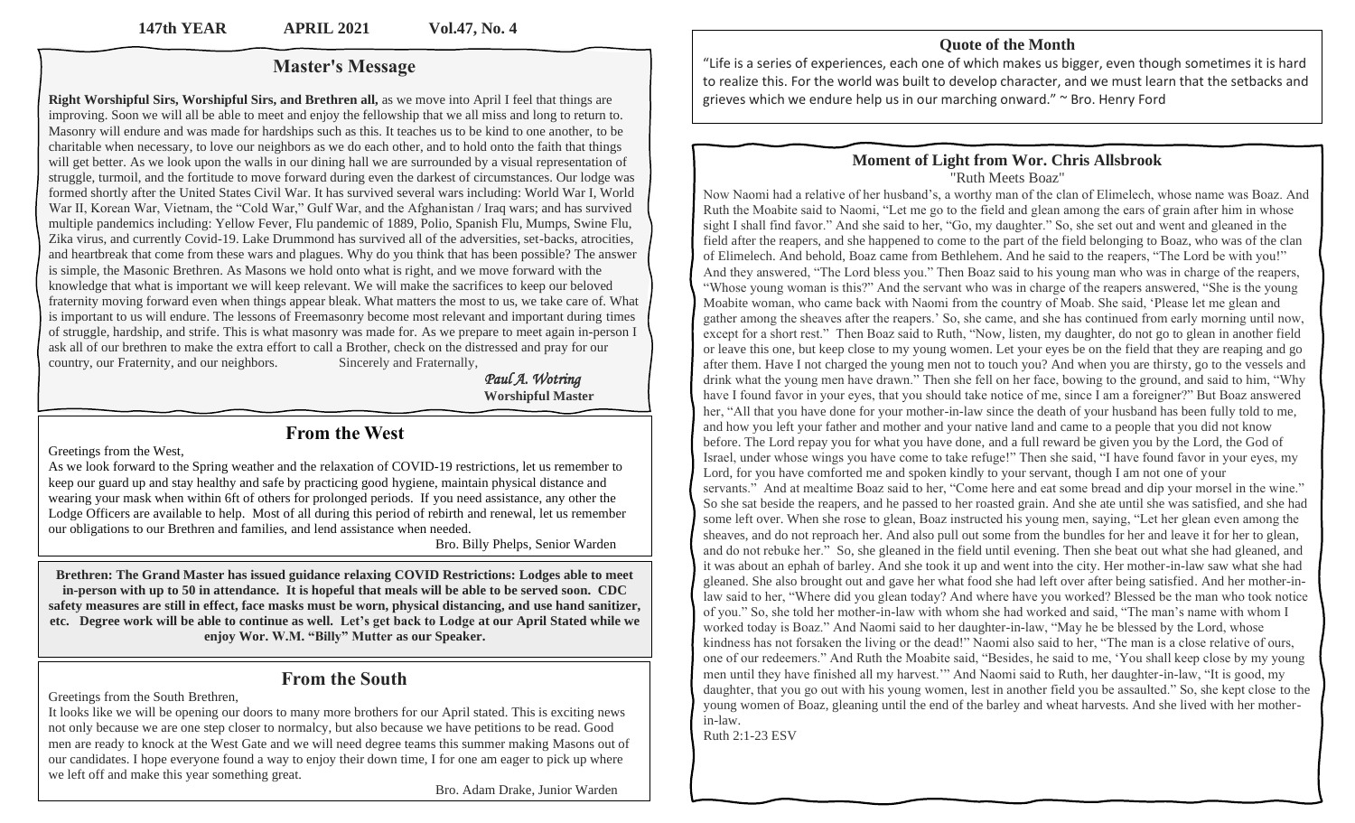**147th YEAR APRIL 2021 Vol.47, No. 4**

## Master's Message

**Right Worshipful Sirs, Worshipful Sirs, and Brethren all,** as we move into April I feel that things are improving. Soon we will all be able to meet and enjoy the fellowship that we all miss and long to return to. Masonry will endure and was made for hardships such as this. It teaches us to be kind to one another, to be charitable when necessary, to love our neighbors as we do each other, and to hold onto the faith that things will get better. As we look upon the walls in our dining hall we are surrounded by a visual representation of struggle, turmoil, and the fortitude to move forward during even the darkest of circumstances. Our lodge was formed shortly after the United States Civil War. It has survived several wars including: World War I, World War II, Korean War, Vietnam, the "Cold War," Gulf War, and the Afghanistan / Iraq wars; and has survived multiple pandemics including: Yellow Fever, Flu pandemic of 1889, Polio, Spanish Flu, Mumps, Swine Flu, Zika virus, and currently Covid-19. Lake Drummond has survived all of the adversities, set-backs, atrocities, and heartbreak that come from these wars and plagues. Why do you think that has been possible? The answer is simple, the Masonic Brethren. As Masons we hold onto what is right, and we move forward with the knowledge that what is important we will keep relevant. We will make the sacrifices to keep our beloved fraternity moving forward even when things appear bleak. What matters the most to us, we take care of. What is important to us will endure. The lessons of Freemasonry become most relevant and important during times of struggle, hardship, and strife. This is what masonry was made for. As we prepare to meet again in-person I ask all of our brethren to make the extra effort to call a Brother, check on the distressed and pray for our country, our Fraternity, and our neighbors. Sincerely and Fraternally,

*Paul A. Wotring*
**Worshipful Master**

## From the West

Greetings from the West,

As we look forward to the Spring weather and the relaxation of COVID-19 restrictions, let us remember to keep our guard up and stay healthy and safe by practicing good hygiene, maintain physical distance and wearing your mask when within 6ft of others for prolonged periods. If you need assistance, any other the Lodge Officers are available to help. Most of all during this period of rebirth and renewal, let us remember our obligations to our Brethren and families, and lend assistance when needed.

Bro. Billy Phelps, Senior Warden

**Brethren: The Grand Master has issued guidance relaxing COVID Restrictions: Lodges able to meet in-person with up to 50 in attendance. It is hopeful that meals will be able to be served soon. CDC safety measures are still in effect, face masks must be worn, physical distancing, and use hand sanitizer, etc. Degree work will be able to continue as well. Let's get back to Lodge at our April Stated while we enjoy Wor. W.M. "Billy" Mutter as our Speaker.**

## From the South

Greetings from the South Brethren,

It looks like we will be opening our doors to many more brothers for our April stated. This is exciting news not only because we are one step closer to normalcy, but also because we have petitions to be read. Good men are ready to knock at the West Gate and we will need degree teams this summer making Masons out of our candidates. I hope everyone found a way to enjoy their down time, I for one am eager to pick up where we left off and make this year something great.

Bro. Adam Drake, Junior Warden

## Quote of the Month

"Life is a series of experiences, each one of which makes us bigger, even though sometimes it is hard to realize this. For the world was built to develop character, and we must learn that the setbacks and grieves which we endure help us in our marching onward." ~ Bro. Henry Ford

## Moment of Light from Wor. Chris Allsbrook

"Ruth Meets Boaz"

Now Naomi had a relative of her husband's, a worthy man of the clan of Elimelech, whose name was Boaz. And Ruth the Moabite said to Naomi, "Let me go to the field and glean among the ears of grain after him in whose sight I shall find favor." And she said to her, "Go, my daughter." So, she set out and went and gleaned in the field after the reapers, and she happened to come to the part of the field belonging to Boaz, who was of the clan of Elimelech. And behold, Boaz came from Bethlehem. And he said to the reapers, "The Lord be with you!" And they answered, "The Lord bless you." Then Boaz said to his young man who was in charge of the reapers, "Whose young woman is this?" And the servant who was in charge of the reapers answered, "She is the young Moabite woman, who came back with Naomi from the country of Moab. She said, 'Please let me glean and gather among the sheaves after the reapers.' So, she came, and she has continued from early morning until now, except for a short rest." Then Boaz said to Ruth, "Now, listen, my daughter, do not go to glean in another field or leave this one, but keep close to my young women. Let your eyes be on the field that they are reaping and go after them. Have I not charged the young men not to touch you? And when you are thirsty, go to the vessels and drink what the young men have drawn." Then she fell on her face, bowing to the ground, and said to him, "Why have I found favor in your eyes, that you should take notice of me, since I am a foreigner?" But Boaz answered her, "All that you have done for your mother-in-law since the death of your husband has been fully told to me, and how you left your father and mother and your native land and came to a people that you did not know before. The Lord repay you for what you have done, and a full reward be given you by the Lord, the God of Israel, under whose wings you have come to take refuge!" Then she said, "I have found favor in your eyes, my Lord, for you have comforted me and spoken kindly to your servant, though I am not one of your servants." And at mealtime Boaz said to her, "Come here and eat some bread and dip your morsel in the wine." So she sat beside the reapers, and he passed to her roasted grain. And she ate until she was satisfied, and she had some left over. When she rose to glean, Boaz instructed his young men, saying, "Let her glean even among the sheaves, and do not reproach her. And also pull out some from the bundles for her and leave it for her to glean, and do not rebuke her." So, she gleaned in the field until evening. Then she beat out what she had gleaned, and it was about an ephah of barley. And she took it up and went into the city. Her mother-in-law saw what she had gleaned. She also brought out and gave her what food she had left over after being satisfied. And her mother-in-law said to her, "Where did you glean today? And where have you worked? Blessed be the man who took notice of you." So, she told her mother-in-law with whom she had worked and said, "The man's name with whom I worked today is Boaz." And Naomi said to her daughter-in-law, "May he be blessed by the Lord, whose kindness has not forsaken the living or the dead!" Naomi also said to her, "The man is a close relative of ours, one of our redeemers." And Ruth the Moabite said, "Besides, he said to me, 'You shall keep close by my young men until they have finished all my harvest.'" And Naomi said to Ruth, her daughter-in-law, "It is good, my daughter, that you go out with his young women, lest in another field you be assaulted." So, she kept close to the young women of Boaz, gleaning until the end of the barley and wheat harvests. And she lived with her mother-in-law.

Ruth 2:1-23 ESV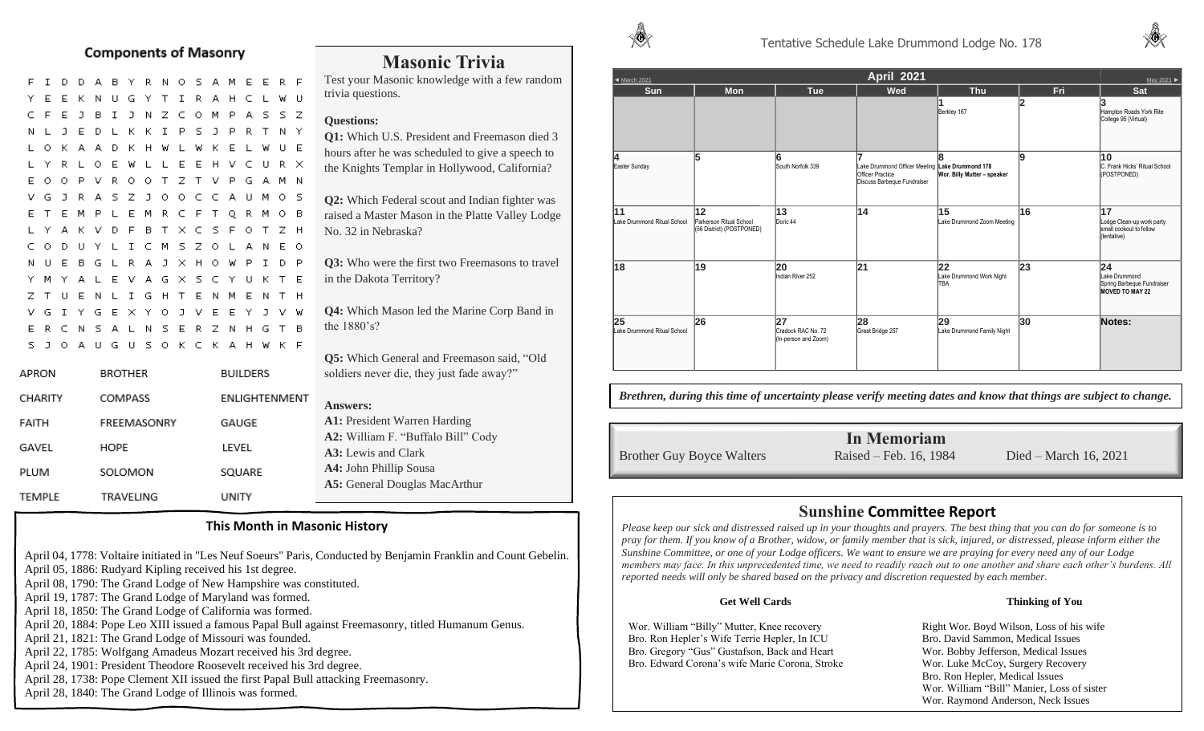## Components of Masonry

```
F I D D A B Y R N O S A M E E R F
Y E E K N U G Y T I R A H C L W U
C F E J B I J N Z C O M P A S S Z
N L J E D L K K I P S J P R T N Y
L O K A A D K H W L W K E L W U E
L Y R L O E W L L E E H V C U R X
E O O P V R O O T Z T V P G A M N
V G J R A S Z J O O C C A U M O S
E T E M P L E M R C F T Q R M O B
L Y A K V D F B T X C S F O T Z H
C O D U Y L I C M S Z O L A N E O
N U E B G L R A J X H O W P I D P
Y M Y A L E V A G X S C Y U K T E
Z T U E N L I G H T E N M E N T H
V G I Y G E X Y O J V E E Y J V W
E R C N S A L N S E R Z N H G T B
S J O A U G U S O K C K A H W K F
```

| | | |
|---|---|---|
| APRON | BROTHER | BUILDERS |
| CHARITY | COMPASS | ENLIGHTENMENT |
| FAITH | FREEMASONRY | GAUGE |
| GAVEL | HOPE | LEVEL |
| PLUM | SOLOMON | SQUARE |
| TEMPLE | TRAVELING | UNITY |

## Masonic Trivia

Test your Masonic knowledge with a few random trivia questions.

**Questions:**

**Q1:** Which U.S. President and Freemason died 3 hours after he was scheduled to give a speech to the Knights Templar in Hollywood, California?

**Q2:** Which Federal scout and Indian fighter was raised a Master Mason in the Platte Valley Lodge No. 32 in Nebraska?

**Q3:** Who were the first two Freemasons to travel in the Dakota Territory?

**Q4:** Which Mason led the Marine Corp Band in the 1880's?

**Q5:** Which General and Freemason said, "Old soldiers never die, they just fade away?"

**Answers:**

**A1:** President Warren Harding
**A2:** William F. "Buffalo Bill" Cody
**A3:** Lewis and Clark
**A4:** John Phillip Sousa
**A5:** General Douglas MacArthur

## This Month in Masonic History

April 04, 1778: Voltaire initiated in "Les Neuf Soeurs" Paris, Conducted by Benjamin Franklin and Count Gebelin.
April 05, 1886: Rudyard Kipling received his 1st degree.
April 08, 1790: The Grand Lodge of New Hampshire was constituted.
April 19, 1787: The Grand Lodge of Maryland was formed.
April 18, 1850: The Grand Lodge of California was formed.
April 20, 1884: Pope Leo XIII issued a famous Papal Bull against Freemasonry, titled Humanum Genus.
April 21, 1821: The Grand Lodge of Missouri was founded.
April 22, 1785: Wolfgang Amadeus Mozart received his 3rd degree.
April 24, 1901: President Theodore Roosevelt received his 3rd degree.
April 28, 1738: Pope Clement XII issued the first Papal Bull attacking Freemasonry.
April 28, 1840: The Grand Lodge of Illinois was formed.

## Tentative Schedule Lake Drummond Lodge No. 178

◄ March 2021 | **April 2021** | May 2021 ►

| Sun | Mon | Tue | Wed | Thu | Fri | Sat |
|---|---|---|---|---|---|---|
| | | | | 1 Berkley 167 | 2 | 3 Hampton Roads York Rite College 95 (Virtual) |
| 4 Easter Sunday | 5 | 6 South Norfolk 339 | 7 Lake Drummond Officer Meeting Officer Practice Discuss Barbeque Fundraiser | 8 **Lake Drummond 178** **Wor. Billy Mutter – speaker** | 9 | 10 C. Frank Hicks' Ritual School (POSTPONED) |
| 11 Lake Drummond Ritual School | 12 Parkerson Ritual School (56 District) (POSTPONED) | 13 Doric 44 | 14 | 15 Lake Drummond Zoom Meeting | 16 | 17 Lodge Clean-up work party small cookout to follow (tentative) |
| 18 | 19 | 20 Indian River 252 | 21 | 22 Lake Drummond Work Night TBA | 23 | 24 Lake Drummond Spring Barbeque Fundraiser **MOVED TO MAY 22** |
| 25 Lake Drummond Ritual School | 26 | 27 Cradock RAC No. 72 (In-person and Zoom) | 28 Great Bridge 257 | 29 Lake Drummond Family Night | 30 | **Notes:** |

***Brethren, during this time of uncertainty please verify meeting dates and know that things are subject to change.***

## In Memoriam

Brother Guy Boyce Walters — Raised – Feb. 16, 1984 — Died – March 16, 2021

## Sunshine Committee Report

*Please keep our sick and distressed raised up in your thoughts and prayers. The best thing that you can do for someone is to pray for them. If you know of a Brother, widow, or family member that is sick, injured, or distressed, please inform either the Sunshine Committee, or one of your Lodge officers. We want to ensure we are praying for every need any of our Lodge members may face. In this unprecedented time, we need to readily reach out to one another and share each other's burdens. All reported needs will only be shared based on the privacy and discretion requested by each member.*

**Get Well Cards**

Wor. William "Billy" Mutter, Knee recovery
Bro. Ron Hepler's Wife Terrie Hepler, In ICU
Bro. Gregory "Gus" Gustafson, Back and Heart
Bro. Edward Corona's wife Marie Corona, Stroke

**Thinking of You**

Right Wor. Boyd Wilson, Loss of his wife
Bro. David Sammon, Medical Issues
Wor. Bobby Jefferson, Medical Issues
Wor. Luke McCoy, Surgery Recovery
Bro. Ron Hepler, Medical Issues
Wor. William "Bill" Manier, Loss of sister
Wor. Raymond Anderson, Neck Issues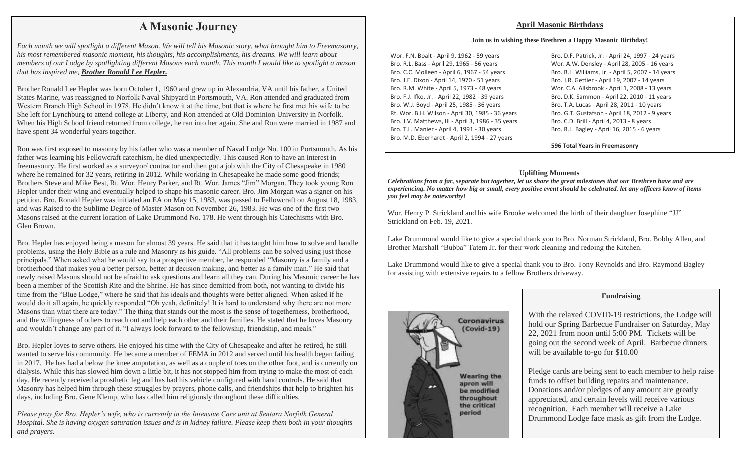# A Masonic Journey

*Each month we will spotlight a different Mason. We will tell his Masonic story, what brought him to Freemasonry, his most remembered masonic moment, his thoughts, his accomplishments, his dreams. We will learn about members of our Lodge by spotlighting different Masons each month. This month I would like to spotlight a mason that has inspired me, **Brother Ronald Lee Hepler.***

Brother Ronald Lee Hepler was born October 1, 1960 and grew up in Alexandria, VA until his father, a United States Marine, was reassigned to Norfolk Naval Shipyard in Portsmouth, VA. Ron attended and graduated from Western Branch High School in 1978. He didn't know it at the time, but that is where he first met his wife to be. She left for Lynchburg to attend college at Liberty, and Ron attended at Old Dominion University in Norfolk. When his High School friend returned from college, he ran into her again. She and Ron were married in 1987 and have spent 34 wonderful years together.

Ron was first exposed to masonry by his father who was a member of Naval Lodge No. 100 in Portsmouth. As his father was learning his Fellowcraft catechism, he died unexpectedly. This caused Ron to have an interest in freemasonry. He first worked as a surveyor/ contractor and then got a job with the City of Chesapeake in 1980 where he remained for 32 years, retiring in 2012. While working in Chesapeake he made some good friends; Brothers Steve and Mike Best, Rt. Wor. Henry Parker, and Rt. Wor. James "Jim" Morgan. They took young Ron Hepler under their wing and eventually helped to shape his masonic career. Bro. Jim Morgan was a signer on his petition. Bro. Ronald Hepler was initiated an EA on May 15, 1983, was passed to Fellowcraft on August 18, 1983, and was Raised to the Sublime Degree of Master Mason on November 26, 1983. He was one of the first two Masons raised at the current location of Lake Drummond No. 178. He went through his Catechisms with Bro. Glen Brown.

Bro. Hepler has enjoyed being a mason for almost 39 years. He said that it has taught him how to solve and handle problems, using the Holy Bible as a rule and Masonry as his guide. "All problems can be solved using just those principals." When asked what he would say to a prospective member, he responded "Masonry is a family and a brotherhood that makes you a better person, better at decision making, and better as a family man." He said that newly raised Masons should not be afraid to ask questions and learn all they can. During his Masonic career he has been a member of the Scottish Rite and the Shrine. He has since demitted from both, not wanting to divide his time from the "Blue Lodge," where he said that his ideals and thoughts were better aligned. When asked if he would do it all again, he quickly responded "Oh yeah, definitely! It is hard to understand why there are not more Masons than what there are today." The thing that stands out the most is the sense of togetherness, brotherhood, and the willingness of others to reach out and help each other and their families. He stated that he loves Masonry and wouldn't change any part of it. "I always look forward to the fellowship, friendship, and meals."

Bro. Hepler loves to serve others. He enjoyed his time with the City of Chesapeake and after he retired, he still wanted to serve his community. He became a member of FEMA in 2012 and served until his health began failing in 2017. He has had a below the knee amputation, as well as a couple of toes on the other foot, and is currently on dialysis. While this has slowed him down a little bit, it has not stopped him from trying to make the most of each day. He recently received a prosthetic leg and has had his vehicle configured with hand controls. He said that Masonry has helped him through these struggles by prayers, phone calls, and friendships that help to brighten his days, including Bro. Gene Klemp, who has called him religiously throughout these difficulties.

*Please pray for Bro. Hepler's wife, who is currently in the Intensive Care unit at Sentara Norfolk General Hospital. She is having oxygen saturation issues and is in kidney failure. Please keep them both in your thoughts and prayers.*

## April Masonic Birthdays

**Join us in wishing these Brethren a Happy Masonic Birthday!**

- Wor. F.N. Boalt - April 9, 1962 - 59 years
- Bro. R.L. Bass - April 29, 1965 - 56 years
- Bro. C.C. Molleen - April 6, 1967 - 54 years
- Bro. J.E. Dixon - April 14, 1970 - 51 years
- Bro. R.M. White - April 5, 1973 - 48 years
- Bro. F.J. Ifko, Jr. - April 22, 1982 - 39 years
- Bro. W.J. Boyd - April 25, 1985 - 36 years
- Rt. Wor. B.H. Wilson - April 30, 1985 - 36 years
- Bro. J.V. Matthews, III - April 3, 1986 - 35 years
- Bro. T.L. Manier - April 4, 1991 - 30 years
- Bro. M.D. Eberhardt - April 2, 1994 - 27 years
- Bro. D.F. Patrick, Jr. - April 24, 1997 - 24 years
- Wor. A.W. Densley - April 28, 2005 - 16 years
- Bro. B.L. Williams, Jr. - April 5, 2007 - 14 years
- Bro. J.R. Gettier - April 19, 2007 - 14 years
- Wor. C.A. Allsbrook - April 1, 2008 - 13 years
- Bro. D.K. Sammon - April 22, 2010 - 11 years
- Bro. T.A. Lucas - April 28, 2011 - 10 years
- Bro. G.T. Gustafson - April 18, 2012 - 9 years
- Bro. C.D. Brill - April 4, 2013 - 8 years
- Bro. R.L. Bagley - April 16, 2015 - 6 years

**596 Total Years in Freemasonry**

## Uplifting Moments

***Celebrations from a far, separate but together, let us share the great milestones that our Brethren have and are experiencing. No matter how big or small, every positive event should be celebrated. let any officers know of items you feel may be noteworthy!***

Wor. Henry P. Strickland and his wife Brooke welcomed the birth of their daughter Josephine "JJ" Strickland on Feb. 19, 2021.

Lake Drummond would like to give a special thank you to Bro. Norman Strickland, Bro. Bobby Allen, and Brother Marshall "Bubba" Tatem Jr. for their work cleaning and redoing the Kitchen.

Lake Drummond would like to give a special thank you to Bro. Tony Reynolds and Bro. Raymond Bagley for assisting with extensive repairs to a fellow Brothers driveway.

Coronavirus (Covid-19)

Wearing the apron will be modified throughout the critical period

## Fundraising

With the relaxed COVID-19 restrictions, the Lodge will hold our Spring Barbecue Fundraiser on Saturday, May 22, 2021 from noon until 5:00 PM. Tickets will be going out the second week of April. Barbecue dinners will be available to-go for $10.00

Pledge cards are being sent to each member to help raise funds to offset building repairs and maintenance. Donations and/or pledges of any amount are greatly appreciated, and certain levels will receive various recognition. Each member will receive a Lake Drummond Lodge face mask as gift from the Lodge.